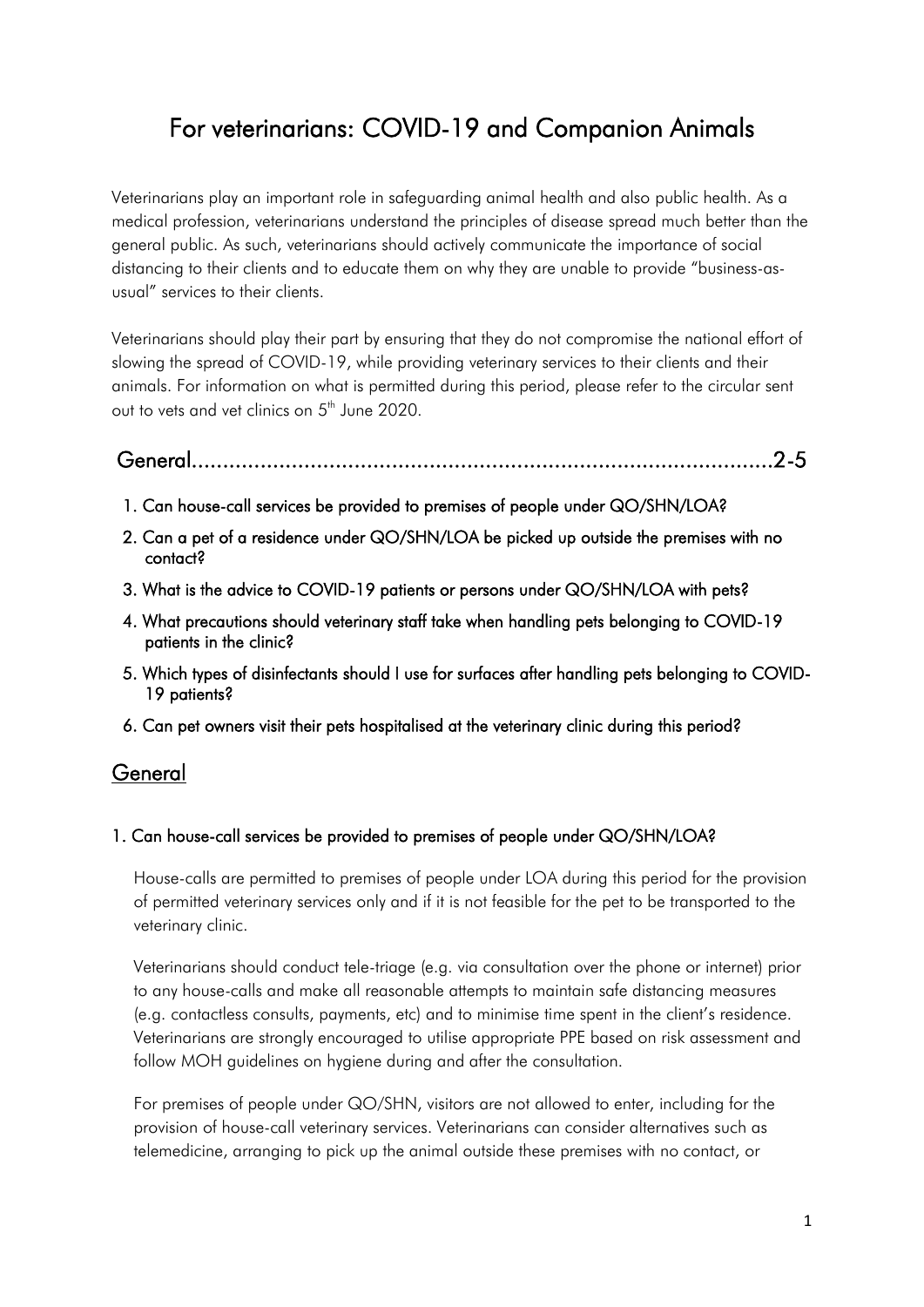# For veterinarians: COVID-19 and Companion Animals

Veterinarians play an important role in safeguarding animal health and also public health. As a medical profession, veterinarians understand the principles of disease spread much better than the general public. As such, veterinarians should actively communicate the importance of social distancing to their clients and to educate them on why they are unable to provide "business-as-usual" services to their clients.

Veterinarians should play their part by ensuring that they do not compromise the national effort of slowing the spread of COVID-19, while providing veterinary services to their clients and their animals. For information on what is permitted during this period, please refer to the circular sent out to vets and vet clinics on 5th June 2020.

**General......................................................................................2-5**

1. **Can house-call services be provided to premises of people under QO/SHN/LOA?**
2. **Can a pet of a residence under QO/SHN/LOA be picked up outside the premises with no contact?**
3. **What is the advice to COVID-19 patients or persons under QO/SHN/LOA with pets?**
4. **What precautions should veterinary staff take when handling pets belonging to COVID-19 patients in the clinic?**
5. **Which types of disinfectants should I use for surfaces after handling pets belonging to COVID-19 patients?**
6. **Can pet owners visit their pets hospitalised at the veterinary clinic during this period?**

## General

### 1. Can house-call services be provided to premises of people under QO/SHN/LOA?

House-calls are permitted to premises of people under LOA during this period for the provision of permitted veterinary services only and if it is not feasible for the pet to be transported to the veterinary clinic.

Veterinarians should conduct tele-triage (e.g. via consultation over the phone or internet) prior to any house-calls and make all reasonable attempts to maintain safe distancing measures (e.g. contactless consults, payments, etc) and to minimise time spent in the client's residence. Veterinarians are strongly encouraged to utilise appropriate PPE based on risk assessment and follow MOH guidelines on hygiene during and after the consultation.

For premises of people under QO/SHN, visitors are not allowed to enter, including for the provision of house-call veterinary services. Veterinarians can consider alternatives such as telemedicine, arranging to pick up the animal outside these premises with no contact, or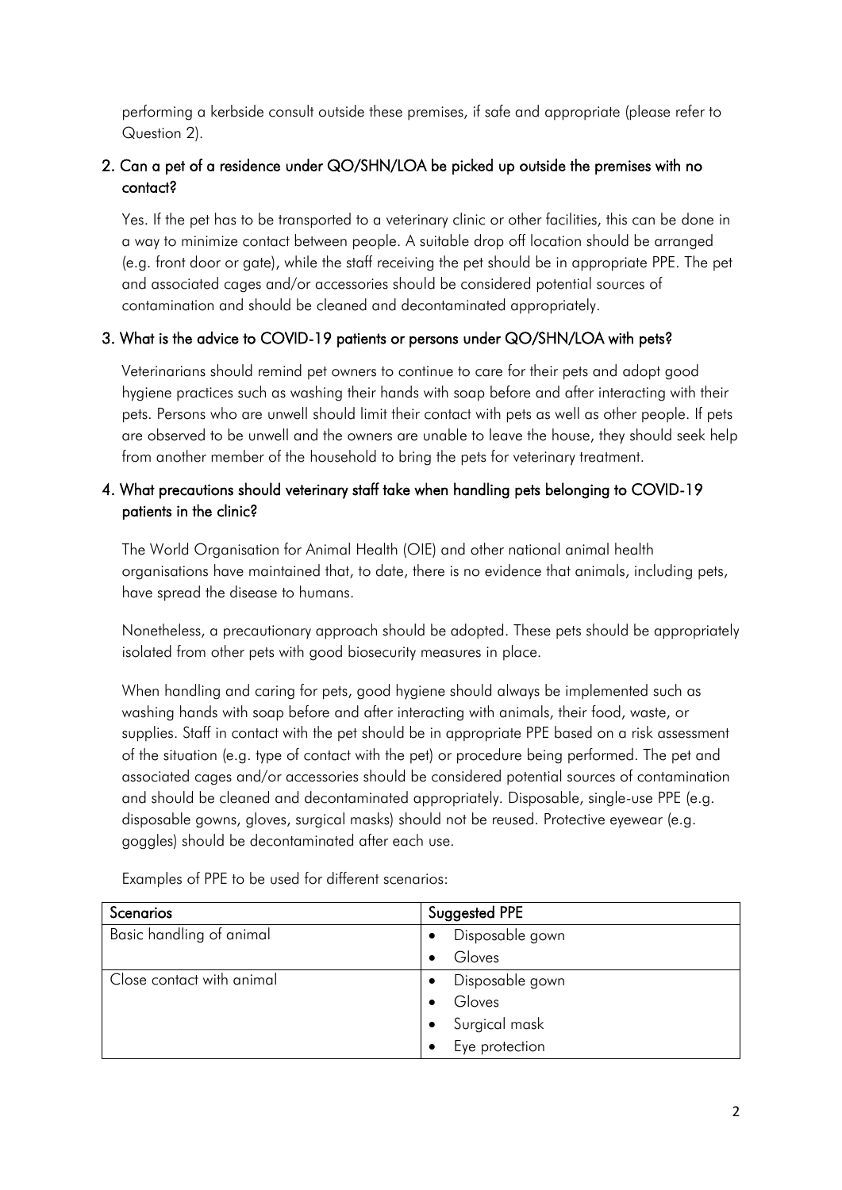performing a kerbside consult outside these premises, if safe and appropriate (please refer to Question 2).

### 2. Can a pet of a residence under QO/SHN/LOA be picked up outside the premises with no contact?

Yes. If the pet has to be transported to a veterinary clinic or other facilities, this can be done in a way to minimize contact between people. A suitable drop off location should be arranged (e.g. front door or gate), while the staff receiving the pet should be in appropriate PPE. The pet and associated cages and/or accessories should be considered potential sources of contamination and should be cleaned and decontaminated appropriately.

### 3. What is the advice to COVID-19 patients or persons under QO/SHN/LOA with pets?

Veterinarians should remind pet owners to continue to care for their pets and adopt good hygiene practices such as washing their hands with soap before and after interacting with their pets. Persons who are unwell should limit their contact with pets as well as other people. If pets are observed to be unwell and the owners are unable to leave the house, they should seek help from another member of the household to bring the pets for veterinary treatment.

### 4. What precautions should veterinary staff take when handling pets belonging to COVID-19 patients in the clinic?

The World Organisation for Animal Health (OIE) and other national animal health organisations have maintained that, to date, there is no evidence that animals, including pets, have spread the disease to humans.

Nonetheless, a precautionary approach should be adopted. These pets should be appropriately isolated from other pets with good biosecurity measures in place.

When handling and caring for pets, good hygiene should always be implemented such as washing hands with soap before and after interacting with animals, their food, waste, or supplies. Staff in contact with the pet should be in appropriate PPE based on a risk assessment of the situation (e.g. type of contact with the pet) or procedure being performed. The pet and associated cages and/or accessories should be considered potential sources of contamination and should be cleaned and decontaminated appropriately. Disposable, single-use PPE (e.g. disposable gowns, gloves, surgical masks) should not be reused. Protective eyewear (e.g. goggles) should be decontaminated after each use.

Examples of PPE to be used for different scenarios:

| Scenarios | Suggested PPE |
| --- | --- |
| Basic handling of animal | • Disposable gown<br>• Gloves |
| Close contact with animal | • Disposable gown<br>• Gloves<br>• Surgical mask<br>• Eye protection |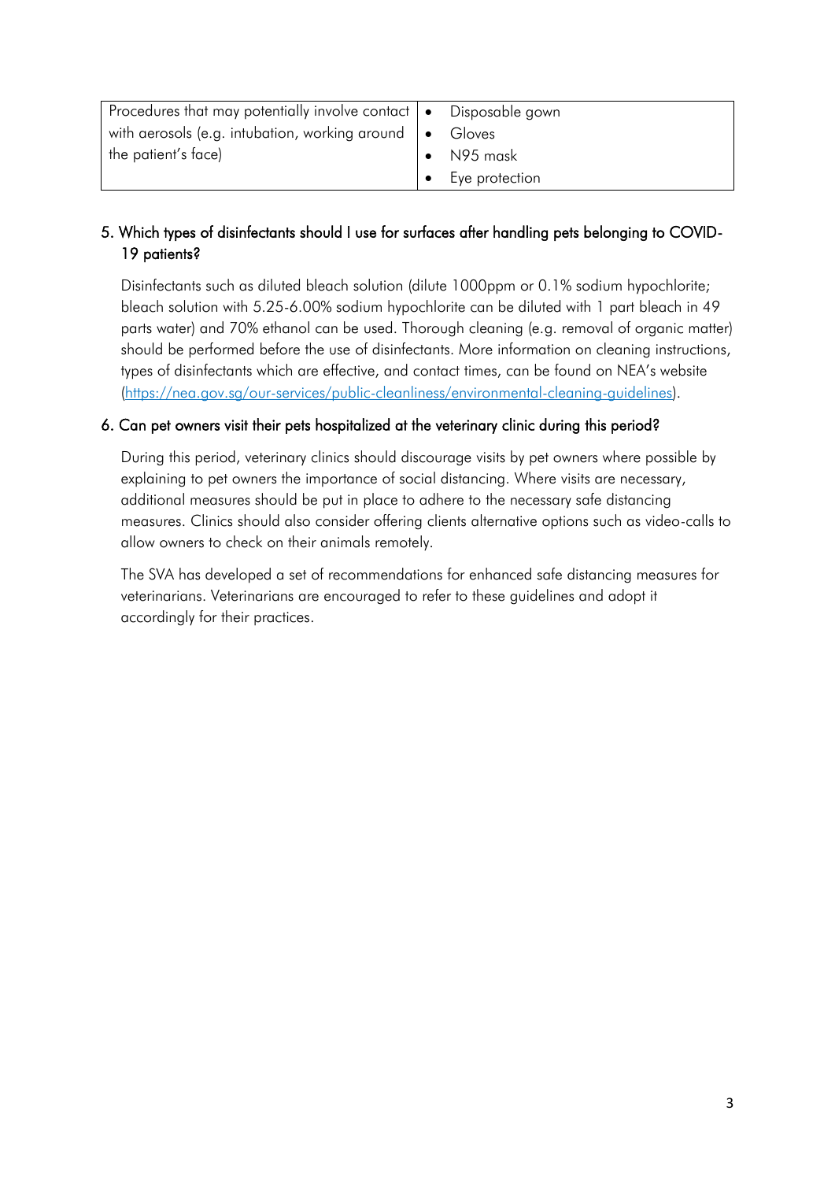| | |
|---|---|
| Procedures that may potentially involve contact with aerosols (e.g. intubation, working around the patient's face) | • Disposable gown<br>• Gloves<br>• N95 mask<br>• Eye protection |

5. **Which types of disinfectants should I use for surfaces after handling pets belonging to COVID-19 patients?**

   Disinfectants such as diluted bleach solution (dilute 1000ppm or 0.1% sodium hypochlorite; bleach solution with 5.25-6.00% sodium hypochlorite can be diluted with 1 part bleach in 49 parts water) and 70% ethanol can be used. Thorough cleaning (e.g. removal of organic matter) should be performed before the use of disinfectants. More information on cleaning instructions, types of disinfectants which are effective, and contact times, can be found on NEA's website (https://nea.gov.sg/our-services/public-cleanliness/environmental-cleaning-guidelines).

6. **Can pet owners visit their pets hospitalized at the veterinary clinic during this period?**

   During this period, veterinary clinics should discourage visits by pet owners where possible by explaining to pet owners the importance of social distancing. Where visits are necessary, additional measures should be put in place to adhere to the necessary safe distancing measures. Clinics should also consider offering clients alternative options such as video-calls to allow owners to check on their animals remotely.

   The SVA has developed a set of recommendations for enhanced safe distancing measures for veterinarians. Veterinarians are encouraged to refer to these guidelines and adopt it accordingly for their practices.